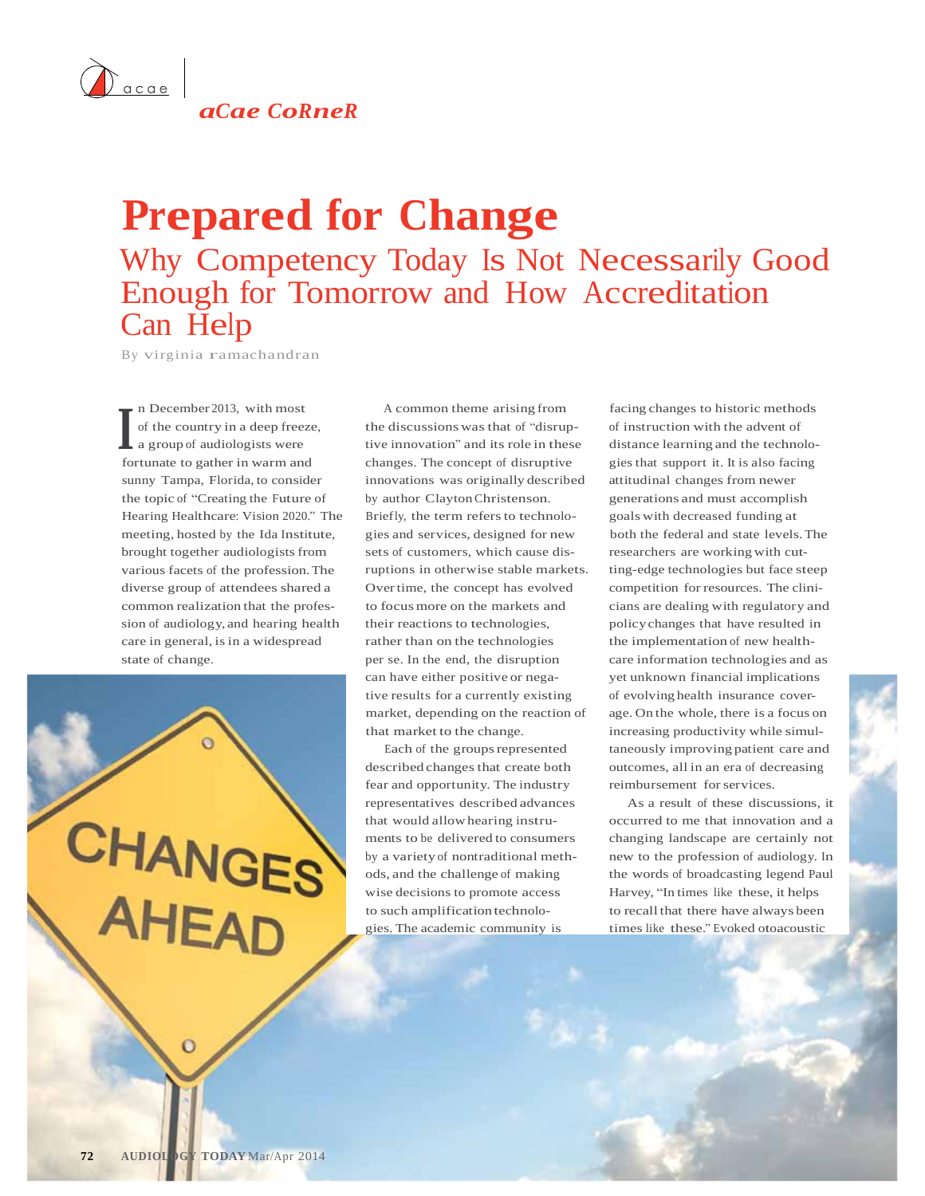*aCae CoRneR*

# Prepared for Change

## Why Competency Today Is Not Necessarily Good Enough for Tomorrow and How Accreditation Can Help

By virginia ramachandran

In December 2013, with most of the country in a deep freeze, a group of audiologists were fortunate to gather in warm and sunny Tampa, Florida, to consider the topic of "Creating the Future of Hearing Healthcare: Vision 2020." The meeting, hosted by the Ida Institute, brought together audiologists from various facets of the profession. The diverse group of attendees shared a common realization that the profession of audiology, and hearing health care in general, is in a widespread state of change.

A common theme arising from the discussions was that of "disruptive innovation" and its role in these changes. The concept of disruptive innovations was originally described by author Clayton Christenson. Briefly, the term refers to technologies and services, designed for new sets of customers, which cause disruptions in otherwise stable markets. Over time, the concept has evolved to focus more on the markets and their reactions to technologies, rather than on the technologies per se. In the end, the disruption can have either positive or negative results for a currently existing market, depending on the reaction of that market to the change.

Each of the groups represented described changes that create both fear and opportunity. The industry representatives described advances that would allow hearing instruments to be delivered to consumers by a variety of nontraditional methods, and the challenge of making wise decisions to promote access to such amplification technologies. The academic community is facing changes to historic methods of instruction with the advent of distance learning and the technologies that support it. It is also facing attitudinal changes from newer generations and must accomplish goals with decreased funding at both the federal and state levels. The researchers are working with cutting-edge technologies but face steep competition for resources. The clinicians are dealing with regulatory and policy changes that have resulted in the implementation of new healthcare information technologies and as yet unknown financial implications of evolving health insurance coverage. On the whole, there is a focus on increasing productivity while simultaneously improving patient care and outcomes, all in an era of decreasing reimbursement for services.

As a result of these discussions, it occurred to me that innovation and a changing landscape are certainly not new to the profession of audiology. In the words of broadcasting legend Paul Harvey, "In times like these, it helps to recall that there have always been times like these." Evoked otoacoustic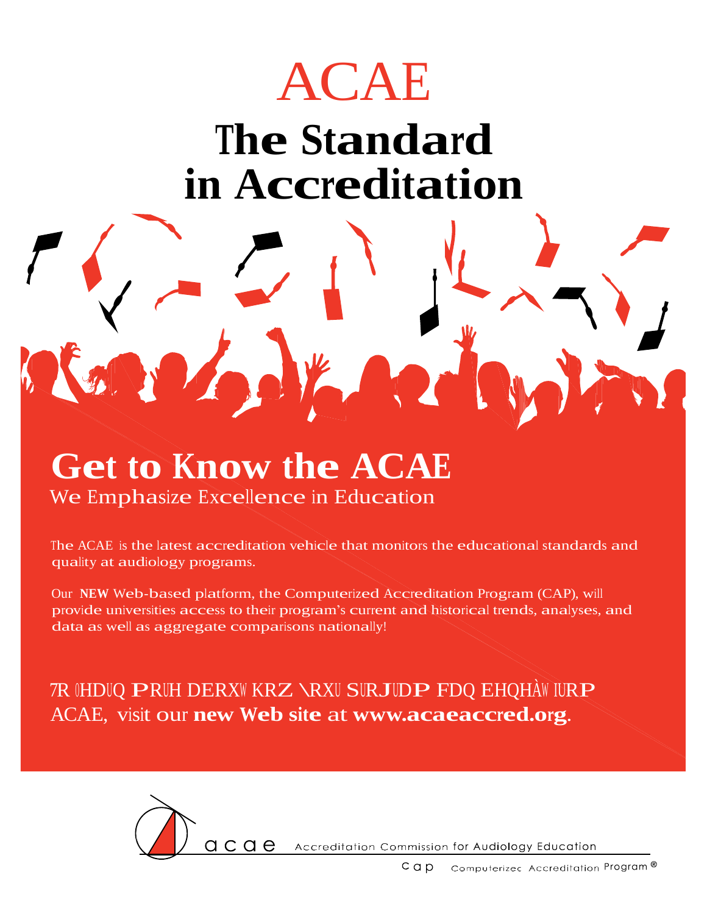# ACAE

# The Standard in Accreditation

## Get to Know the ACAE

We Emphasize Excellence in Education

The ACAE is the latest accreditation vehicle that monitors the educational standards and quality at audiology programs.

Our **NEW** Web-based platform, the Computerized Accreditation Program (CAP), will provide universities access to their program's current and historical trends, analyses, and data as well as aggregate comparisons nationally!

7R OHDUQ PRUH DERXW KRZ \RXU SURJUDP FDQ EHQHÀW IURP ACAE, visit our **new Web site** at **www.acaeaccred.org**.

acae Accreditation Commission for Audiology Education

cap Computerized Accreditation Program ®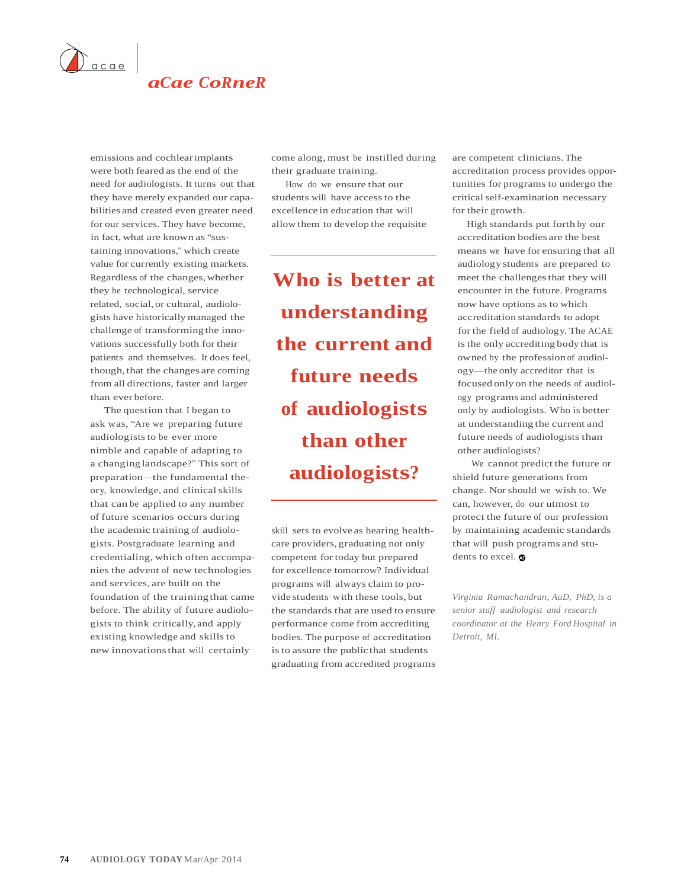emissions and cochlear implants were both feared as the end of the need for audiologists. It turns out that they have merely expanded our capabilities and created even greater need for our services. They have become, in fact, what are known as "sustaining innovations," which create value for currently existing markets. Regardless of the changes, whether they be technological, service related, social, or cultural, audiologists have historically managed the challenge of transforming the innovations successfully both for their patients and themselves. It does feel, though, that the changes are coming from all directions, faster and larger than ever before.

The question that I began to ask was, "Are we preparing future audiologists to be ever more nimble and capable of adapting to a changing landscape?" This sort of preparation—the fundamental theory, knowledge, and clinical skills that can be applied to any number of future scenarios occurs during the academic training of audiologists. Postgraduate learning and credentialing, which often accompanies the advent of new technologies and services, are built on the foundation of the training that came before. The ability of future audiologists to think critically, and apply existing knowledge and skills to new innovations that will certainly come along, must be instilled during their graduate training.

How do we ensure that our students will have access to the excellence in education that will allow them to develop the requisite skill sets to evolve as hearing healthcare providers, graduating not only competent for today but prepared for excellence tomorrow? Individual programs will always claim to provide students with these tools, but the standards that are used to ensure performance come from accrediting bodies. The purpose of accreditation is to assure the public that students graduating from accredited programs are competent clinicians. The accreditation process provides opportunities for programs to undergo the critical self-examination necessary for their growth.

> **Who is better at understanding the current and future needs of audiologists than other audiologists?**

High standards put forth by our accreditation bodies are the best means we have for ensuring that all audiology students are prepared to meet the challenges that they will encounter in the future. Programs now have options as to which accreditation standards to adopt for the field of audiology. The ACAE is the only accrediting body that is owned by the profession of audiology—the only accreditor that is focused only on the needs of audiology programs and administered only by audiologists. Who is better at understanding the current and future needs of audiologists than other audiologists?

We cannot predict the future or shield future generations from change. Nor should we wish to. We can, however, do our utmost to protect the future of our profession by maintaining academic standards that will push programs and students to excel.

*Virginia Ramachandran, AuD, PhD, is a senior staff audiologist and research coordinator at the Henry Ford Hospital in Detroit, MI.*